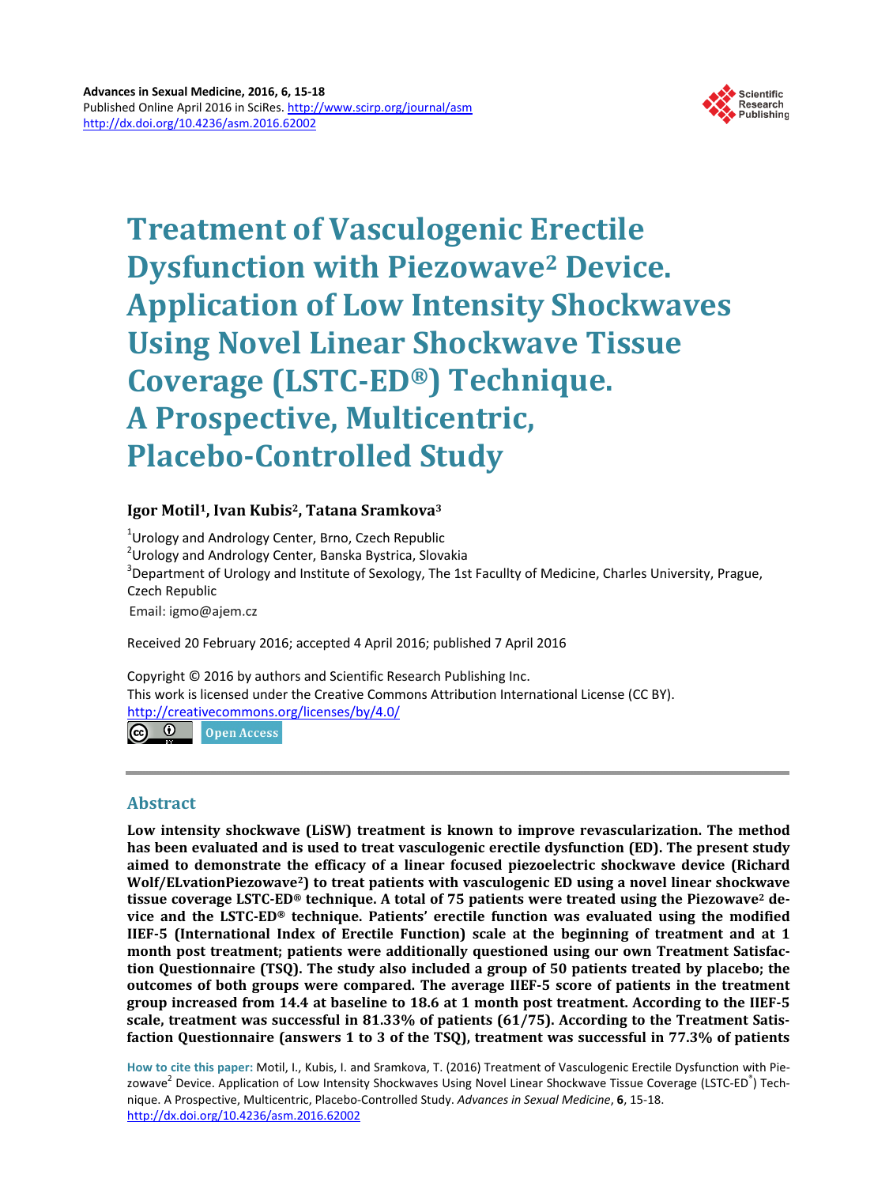Advances in Sexual Medicine, 2016, 6, 15-18
Published Online April 2016 in SciRes. http://www.scirp.org/journal/asm
http://dx.doi.org/10.4236/asm.2016.62002

# Treatment of Vasculogenic Erectile Dysfunction with Piezowave² Device. Application of Low Intensity Shockwaves Using Novel Linear Shockwave Tissue Coverage (LSTC-ED®) Technique. A Prospective, Multicentric, Placebo-Controlled Study

**Igor Motil[1], Ivan Kubis[2], Tatana Sramkova[3]**

[1]Urology and Andrology Center, Brno, Czech Republic
[2]Urology and Andrology Center, Banska Bystrica, Slovakia
[3]Department of Urology and Institute of Sexology, The 1st Facullty of Medicine, Charles University, Prague, Czech Republic
Email: igmo@ajem.cz

Received 20 February 2016; accepted 4 April 2016; published 7 April 2016

Copyright © 2016 by authors and Scientific Research Publishing Inc.
This work is licensed under the Creative Commons Attribution International License (CC BY).
http://creativecommons.org/licenses/by/4.0/
Open Access

## Abstract

**Low intensity shockwave (LiSW) treatment is known to improve revascularization. The method has been evaluated and is used to treat vasculogenic erectile dysfunction (ED). The present study aimed to demonstrate the efficacy of a linear focused piezoelectric shockwave device (Richard Wolf/ELvationPiezowave²) to treat patients with vasculogenic ED using a novel linear shockwave tissue coverage LSTC-ED® technique. A total of 75 patients were treated using the Piezowave² device and the LSTC-ED® technique. Patients' erectile function was evaluated using the modified IIEF-5 (International Index of Erectile Function) scale at the beginning of treatment and at 1 month post treatment; patients were additionally questioned using our own Treatment Satisfaction Questionnaire (TSQ). The study also included a group of 50 patients treated by placebo; the outcomes of both groups were compared. The average IIEF-5 score of patients in the treatment group increased from 14.4 at baseline to 18.6 at 1 month post treatment. According to the IIEF-5 scale, treatment was successful in 81.33% of patients (61/75). According to the Treatment Satisfaction Questionnaire (answers 1 to 3 of the TSQ), treatment was successful in 77.3% of patients**

**How to cite this paper:** Motil, I., Kubis, I. and Sramkova, T. (2016) Treatment of Vasculogenic Erectile Dysfunction with Piezowave² Device. Application of Low Intensity Shockwaves Using Novel Linear Shockwave Tissue Coverage (LSTC-ED®) Technique. A Prospective, Multicentric, Placebo-Controlled Study. *Advances in Sexual Medicine*, **6**, 15-18. http://dx.doi.org/10.4236/asm.2016.62002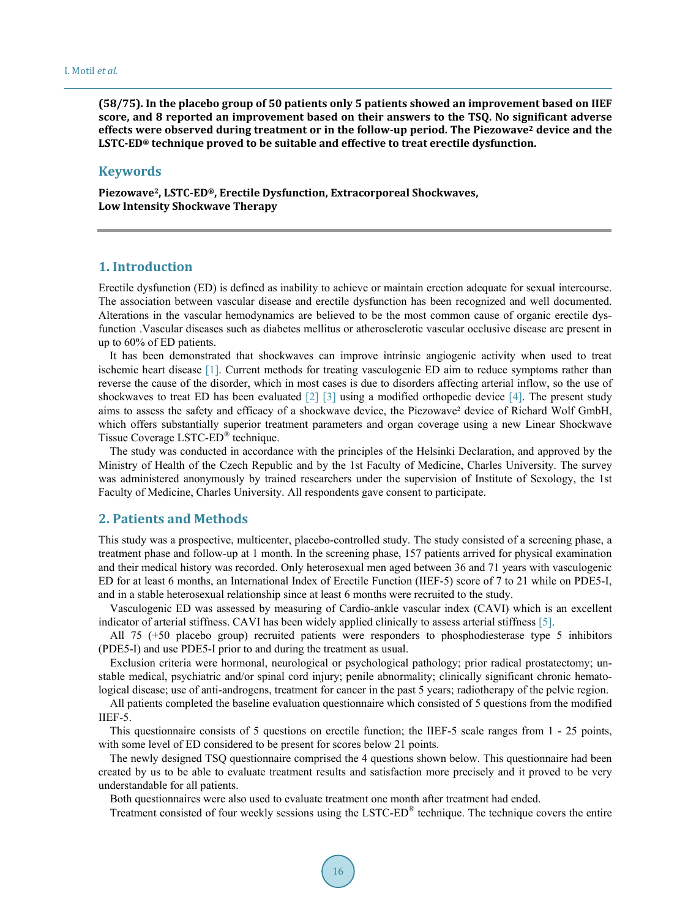**(58/75). In the placebo group of 50 patients only 5 patients showed an improvement based on IIEF score, and 8 reported an improvement based on their answers to the TSQ. No significant adverse effects were observed during treatment or in the follow-up period. The Piezowave² device and the LSTC-ED® technique proved to be suitable and effective to treat erectile dysfunction.**

## Keywords

**Piezowave², LSTC-ED®, Erectile Dysfunction, Extracorporeal Shockwaves, Low Intensity Shockwave Therapy**

## 1. Introduction

Erectile dysfunction (ED) is defined as inability to achieve or maintain erection adequate for sexual intercourse. The association between vascular disease and erectile dysfunction has been recognized and well documented. Alterations in the vascular hemodynamics are believed to be the most common cause of organic erectile dysfunction .Vascular diseases such as diabetes mellitus or atherosclerotic vascular occlusive disease are present in up to 60% of ED patients.

It has been demonstrated that shockwaves can improve intrinsic angiogenic activity when used to treat ischemic heart disease [1]. Current methods for treating vasculogenic ED aim to reduce symptoms rather than reverse the cause of the disorder, which in most cases is due to disorders affecting arterial inflow, so the use of shockwaves to treat ED has been evaluated [2] [3] using a modified orthopedic device [4]. The present study aims to assess the safety and efficacy of a shockwave device, the Piezowave² device of Richard Wolf GmbH, which offers substantially superior treatment parameters and organ coverage using a new Linear Shockwave Tissue Coverage LSTC-ED® technique.

The study was conducted in accordance with the principles of the Helsinki Declaration, and approved by the Ministry of Health of the Czech Republic and by the 1st Faculty of Medicine, Charles University. The survey was administered anonymously by trained researchers under the supervision of Institute of Sexology, the 1st Faculty of Medicine, Charles University. All respondents gave consent to participate.

## 2. Patients and Methods

This study was a prospective, multicenter, placebo-controlled study. The study consisted of a screening phase, a treatment phase and follow-up at 1 month. In the screening phase, 157 patients arrived for physical examination and their medical history was recorded. Only heterosexual men aged between 36 and 71 years with vasculogenic ED for at least 6 months, an International Index of Erectile Function (IIEF-5) score of 7 to 21 while on PDE5-I, and in a stable heterosexual relationship since at least 6 months were recruited to the study.

Vasculogenic ED was assessed by measuring of Cardio-ankle vascular index (CAVI) which is an excellent indicator of arterial stiffness. CAVI has been widely applied clinically to assess arterial stiffness [5].

All 75 (+50 placebo group) recruited patients were responders to phosphodiesterase type 5 inhibitors (PDE5-I) and use PDE5-I prior to and during the treatment as usual.

Exclusion criteria were hormonal, neurological or psychological pathology; prior radical prostatectomy; unstable medical, psychiatric and/or spinal cord injury; penile abnormality; clinically significant chronic hematological disease; use of anti-androgens, treatment for cancer in the past 5 years; radiotherapy of the pelvic region.

All patients completed the baseline evaluation questionnaire which consisted of 5 questions from the modified IIEF-5.

This questionnaire consists of 5 questions on erectile function; the IIEF-5 scale ranges from 1 - 25 points, with some level of ED considered to be present for scores below 21 points.

The newly designed TSQ questionnaire comprised the 4 questions shown below. This questionnaire had been created by us to be able to evaluate treatment results and satisfaction more precisely and it proved to be very understandable for all patients.

Both questionnaires were also used to evaluate treatment one month after treatment had ended.

Treatment consisted of four weekly sessions using the LSTC-ED® technique. The technique covers the entire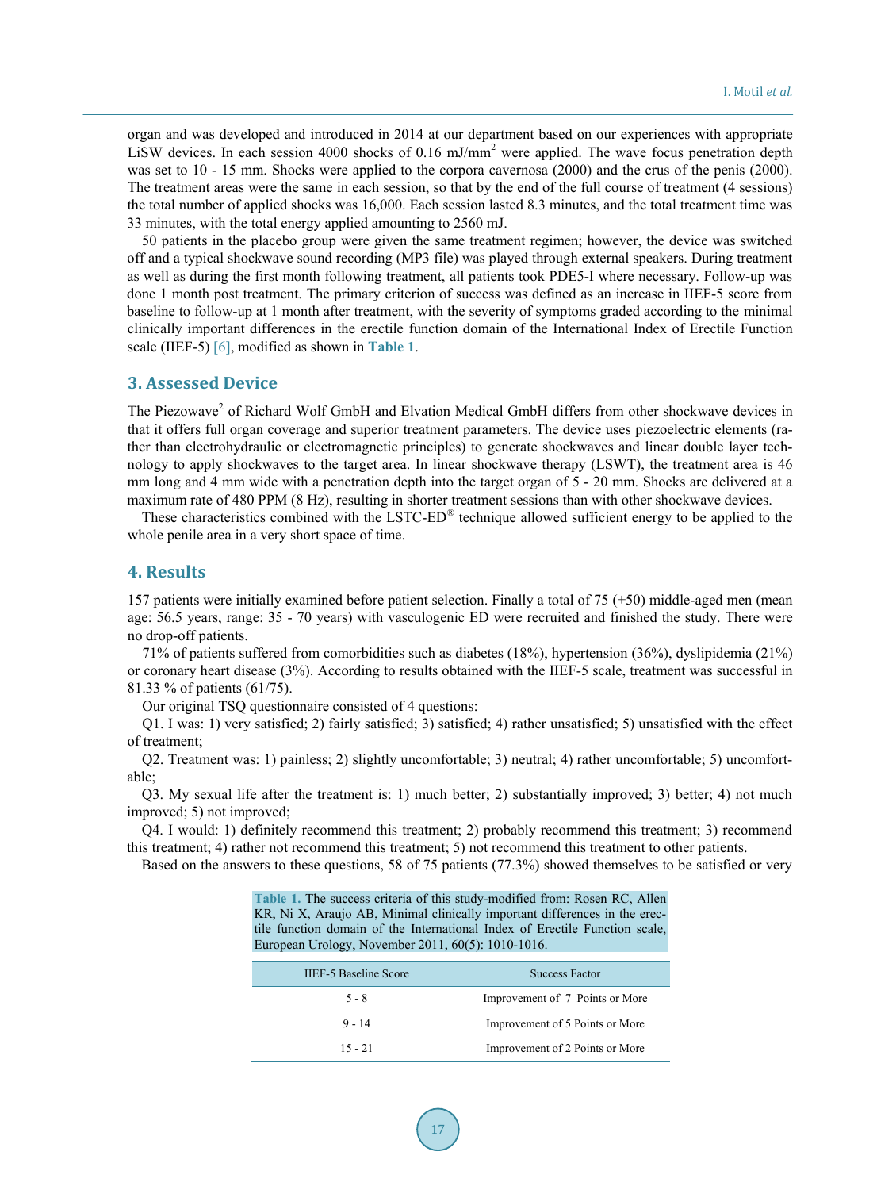organ and was developed and introduced in 2014 at our department based on our experiences with appropriate LiSW devices. In each session 4000 shocks of 0.16 $mJ/mm^2$ were applied. The wave focus penetration depth was set to 10 - 15 mm. Shocks were applied to the corpora cavernosa (2000) and the crus of the penis (2000). The treatment areas were the same in each session, so that by the end of the full course of treatment (4 sessions) the total number of applied shocks was 16,000. Each session lasted 8.3 minutes, and the total treatment time was 33 minutes, with the total energy applied amounting to 2560 mJ.

50 patients in the placebo group were given the same treatment regimen; however, the device was switched off and a typical shockwave sound recording (MP3 file) was played through external speakers. During treatment as well as during the first month following treatment, all patients took PDE5-I where necessary. Follow-up was done 1 month post treatment. The primary criterion of success was defined as an increase in IIEF-5 score from baseline to follow-up at 1 month after treatment, with the severity of symptoms graded according to the minimal clinically important differences in the erectile function domain of the International Index of Erectile Function scale (IIEF-5) [6], modified as shown in **Table 1**.

## 3. Assessed Device

The Piezowave[2] of Richard Wolf GmbH and Elvation Medical GmbH differs from other shockwave devices in that it offers full organ coverage and superior treatment parameters. The device uses piezoelectric elements (rather than electrohydraulic or electromagnetic principles) to generate shockwaves and linear double layer technology to apply shockwaves to the target area. In linear shockwave therapy (LSWT), the treatment area is 46 mm long and 4 mm wide with a penetration depth into the target organ of 5 - 20 mm. Shocks are delivered at a maximum rate of 480 PPM (8 Hz), resulting in shorter treatment sessions than with other shockwave devices.

These characteristics combined with the LSTC-ED® technique allowed sufficient energy to be applied to the whole penile area in a very short space of time.

## 4. Results

157 patients were initially examined before patient selection. Finally a total of 75 (+50) middle-aged men (mean age: 56.5 years, range: 35 - 70 years) with vasculogenic ED were recruited and finished the study. There were no drop-off patients.

71% of patients suffered from comorbidities such as diabetes (18%), hypertension (36%), dyslipidemia (21%) or coronary heart disease (3%). According to results obtained with the IIEF-5 scale, treatment was successful in 81.33 % of patients (61/75).

Our original TSQ questionnaire consisted of 4 questions:

Q1. I was: 1) very satisfied; 2) fairly satisfied; 3) satisfied; 4) rather unsatisfied; 5) unsatisfied with the effect of treatment;

Q2. Treatment was: 1) painless; 2) slightly uncomfortable; 3) neutral; 4) rather uncomfortable; 5) uncomfortable;

Q3. My sexual life after the treatment is: 1) much better; 2) substantially improved; 3) better; 4) not much improved; 5) not improved;

Q4. I would: 1) definitely recommend this treatment; 2) probably recommend this treatment; 3) recommend this treatment; 4) rather not recommend this treatment; 5) not recommend this treatment to other patients.

Based on the answers to these questions, 58 of 75 patients (77.3%) showed themselves to be satisfied or very

**Table 1.** The success criteria of this study-modified from: Rosen RC, Allen KR, Ni X, Araujo AB, Minimal clinically important differences in the erectile function domain of the International Index of Erectile Function scale, European Urology, November 2011, 60(5): 1010-1016.

| IIEF-5 Baseline Score | Success Factor |
|---|---|
| 5 - 8 | Improvement of 7 Points or More |
| 9 - 14 | Improvement of 5 Points or More |
| 15 - 21 | Improvement of 2 Points or More |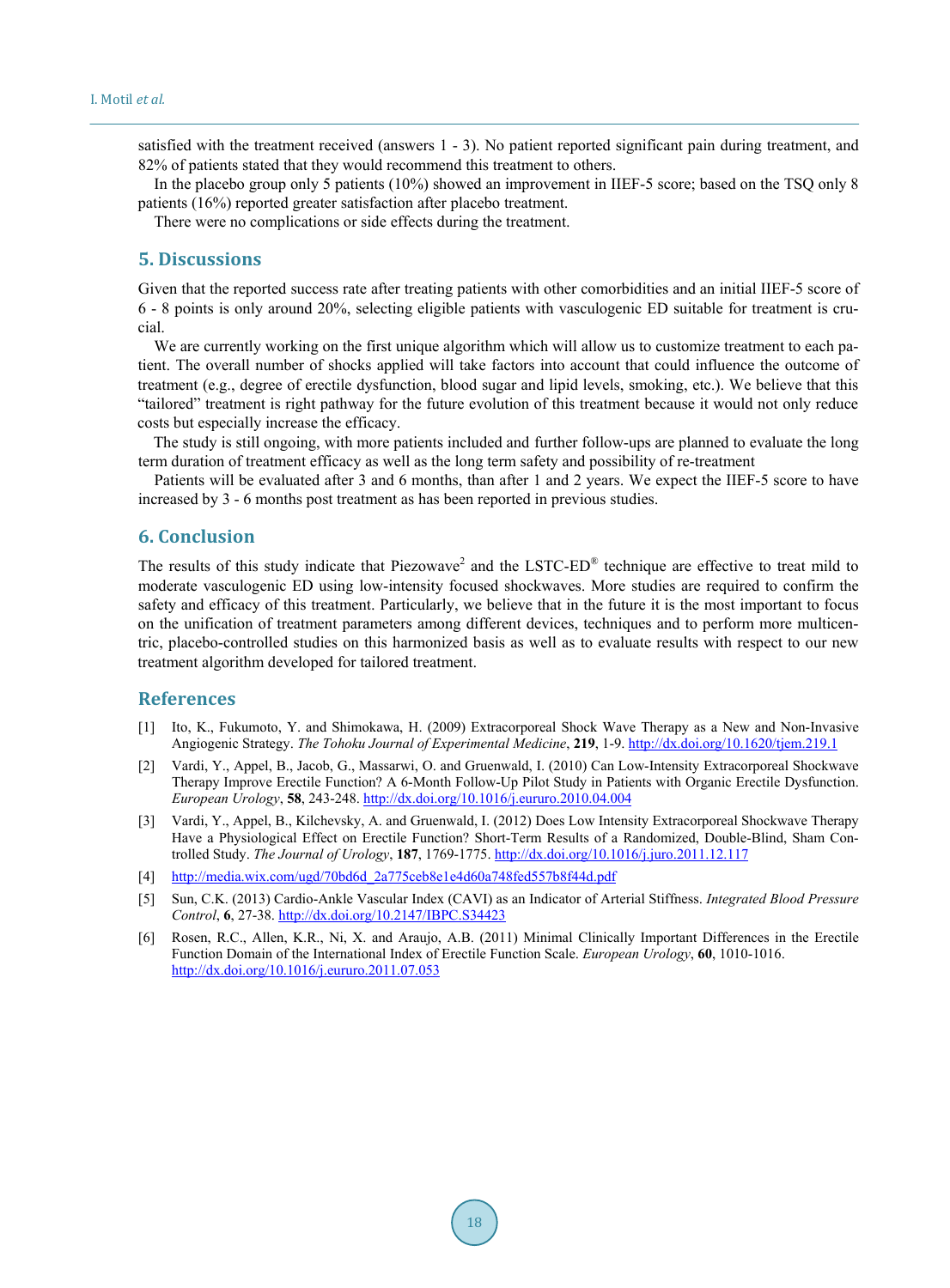satisfied with the treatment received (answers 1 - 3). No patient reported significant pain during treatment, and 82% of patients stated that they would recommend this treatment to others.

In the placebo group only 5 patients (10%) showed an improvement in IIEF-5 score; based on the TSQ only 8 patients (16%) reported greater satisfaction after placebo treatment.

There were no complications or side effects during the treatment.

## 5. Discussions

Given that the reported success rate after treating patients with other comorbidities and an initial IIEF-5 score of 6 - 8 points is only around 20%, selecting eligible patients with vasculogenic ED suitable for treatment is crucial.

We are currently working on the first unique algorithm which will allow us to customize treatment to each patient. The overall number of shocks applied will take factors into account that could influence the outcome of treatment (e.g., degree of erectile dysfunction, blood sugar and lipid levels, smoking, etc.). We believe that this "tailored" treatment is right pathway for the future evolution of this treatment because it would not only reduce costs but especially increase the efficacy.

The study is still ongoing, with more patients included and further follow-ups are planned to evaluate the long term duration of treatment efficacy as well as the long term safety and possibility of re-treatment

Patients will be evaluated after 3 and 6 months, than after 1 and 2 years. We expect the IIEF-5 score to have increased by 3 - 6 months post treatment as has been reported in previous studies.

## 6. Conclusion

The results of this study indicate that Piezowave$^2$ and the LSTC-ED® technique are effective to treat mild to moderate vasculogenic ED using low-intensity focused shockwaves. More studies are required to confirm the safety and efficacy of this treatment. Particularly, we believe that in the future it is the most important to focus on the unification of treatment parameters among different devices, techniques and to perform more multicentric, placebo-controlled studies on this harmonized basis as well as to evaluate results with respect to our new treatment algorithm developed for tailored treatment.

## References

[1] Ito, K., Fukumoto, Y. and Shimokawa, H. (2009) Extracorporeal Shock Wave Therapy as a New and Non-Invasive Angiogenic Strategy. *The Tohoku Journal of Experimental Medicine*, **219**, 1-9. http://dx.doi.org/10.1620/tjem.219.1

[2] Vardi, Y., Appel, B., Jacob, G., Massarwi, O. and Gruenwald, I. (2010) Can Low-Intensity Extracorporeal Shockwave Therapy Improve Erectile Function? A 6-Month Follow-Up Pilot Study in Patients with Organic Erectile Dysfunction. *European Urology*, **58**, 243-248. http://dx.doi.org/10.1016/j.eururo.2010.04.004

[3] Vardi, Y., Appel, B., Kilchevsky, A. and Gruenwald, I. (2012) Does Low Intensity Extracorporeal Shockwave Therapy Have a Physiological Effect on Erectile Function? Short-Term Results of a Randomized, Double-Blind, Sham Controlled Study. *The Journal of Urology*, **187**, 1769-1775. http://dx.doi.org/10.1016/j.juro.2011.12.117

[4] http://media.wix.com/ugd/70bd6d_2a775ceb8e1e4d60a748fed557b8f44d.pdf

[5] Sun, C.K. (2013) Cardio-Ankle Vascular Index (CAVI) as an Indicator of Arterial Stiffness. *Integrated Blood Pressure Control*, **6**, 27-38. http://dx.doi.org/10.2147/IBPC.S34423

[6] Rosen, R.C., Allen, K.R., Ni, X. and Araujo, A.B. (2011) Minimal Clinically Important Differences in the Erectile Function Domain of the International Index of Erectile Function Scale. *European Urology*, **60**, 1010-1016. http://dx.doi.org/10.1016/j.eururo.2011.07.053